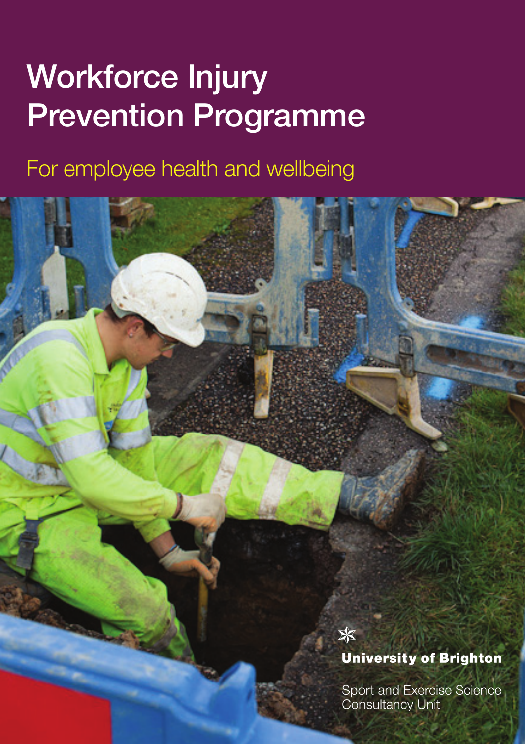# Workforce Injury Prevention Programme

## For employee health and wellbeing

**University of Brighton**

Sport and Exercise Science Consultancy Unit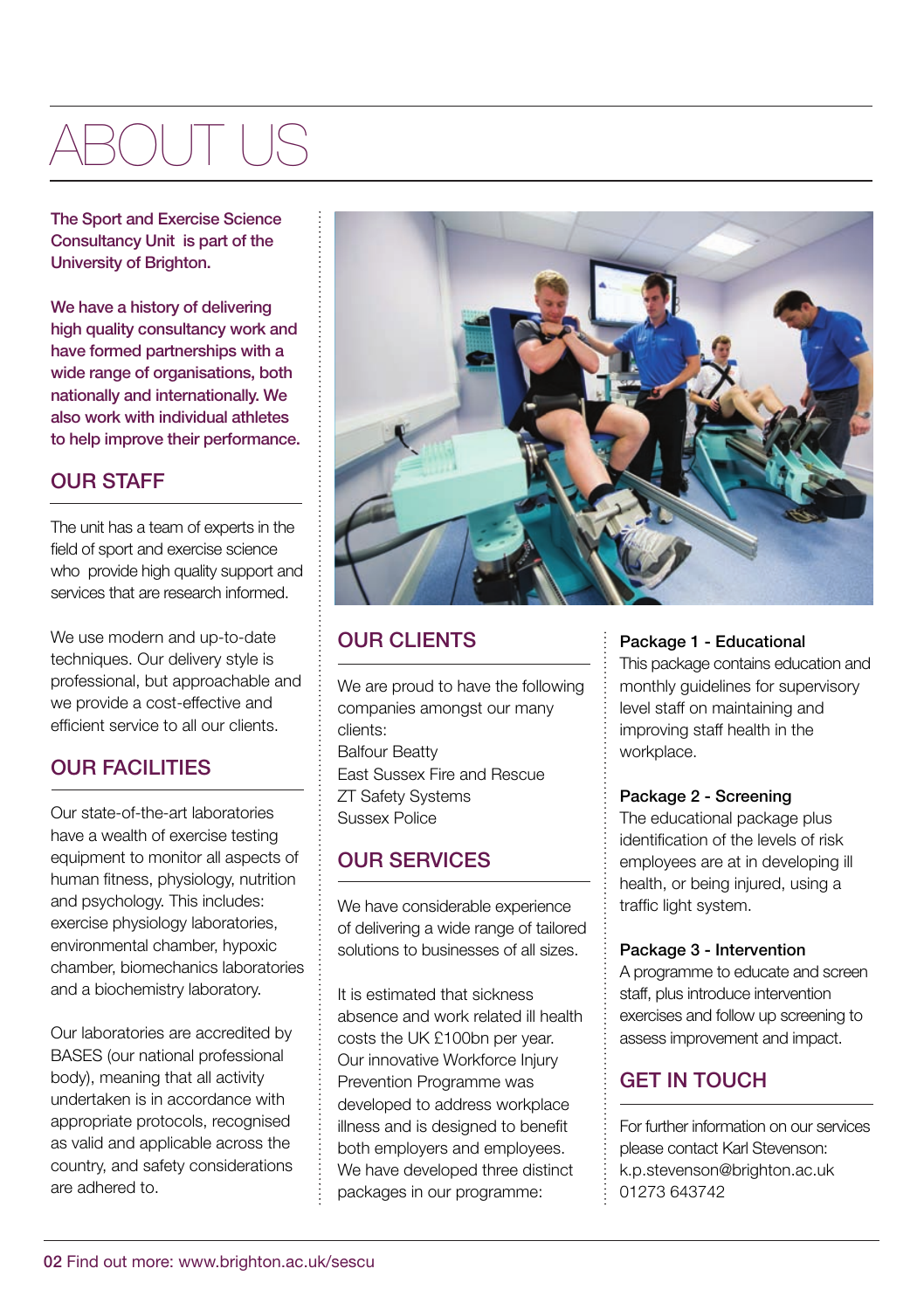# ABOUT US

**The Sport and Exercise Science Consultancy Unit is part of the University of Brighton.**

**We have a history of delivering high quality consultancy work and have formed partnerships with a wide range of organisations, both nationally and internationally. We also work with individual athletes to help improve their performance.**

## OUR STAFF

The unit has a team of experts in the field of sport and exercise science who provide high quality support and services that are research informed.

We use modern and up-to-date techniques. Our delivery style is professional, but approachable and we provide a cost-effective and efficient service to all our clients.

## OUR FACILITIES

Our state-of-the-art laboratories have a wealth of exercise testing equipment to monitor all aspects of human fitness, physiology, nutrition and psychology. This includes: exercise physiology laboratories, environmental chamber, hypoxic chamber, biomechanics laboratories and a biochemistry laboratory.

Our laboratories are accredited by BASES (our national professional body), meaning that all activity undertaken is in accordance with appropriate protocols, recognised as valid and applicable across the country, and safety considerations are adhered to.

## OUR CLIENTS

We are proud to have the following companies amongst our many clients:
Balfour Beatty
East Sussex Fire and Rescue
ZT Safety Systems
Sussex Police

## OUR SERVICES

We have considerable experience of delivering a wide range of tailored solutions to businesses of all sizes.

It is estimated that sickness absence and work related ill health costs the UK £100bn per year. Our innovative Workforce Injury Prevention Programme was developed to address workplace illness and is designed to benefit both employers and employees. We have developed three distinct packages in our programme:

**Package 1 - Educational**
This package contains education and monthly guidelines for supervisory level staff on maintaining and improving staff health in the workplace.

**Package 2 - Screening**
The educational package plus identification of the levels of risk employees are at in developing ill health, or being injured, using a traffic light system.

**Package 3 - Intervention**
A programme to educate and screen staff, plus introduce intervention exercises and follow up screening to assess improvement and impact.

## GET IN TOUCH

For further information on our services please contact Karl Stevenson:
k.p.stevenson@brighton.ac.uk
01273 643742

Find out more: www.brighton.ac.uk/sescu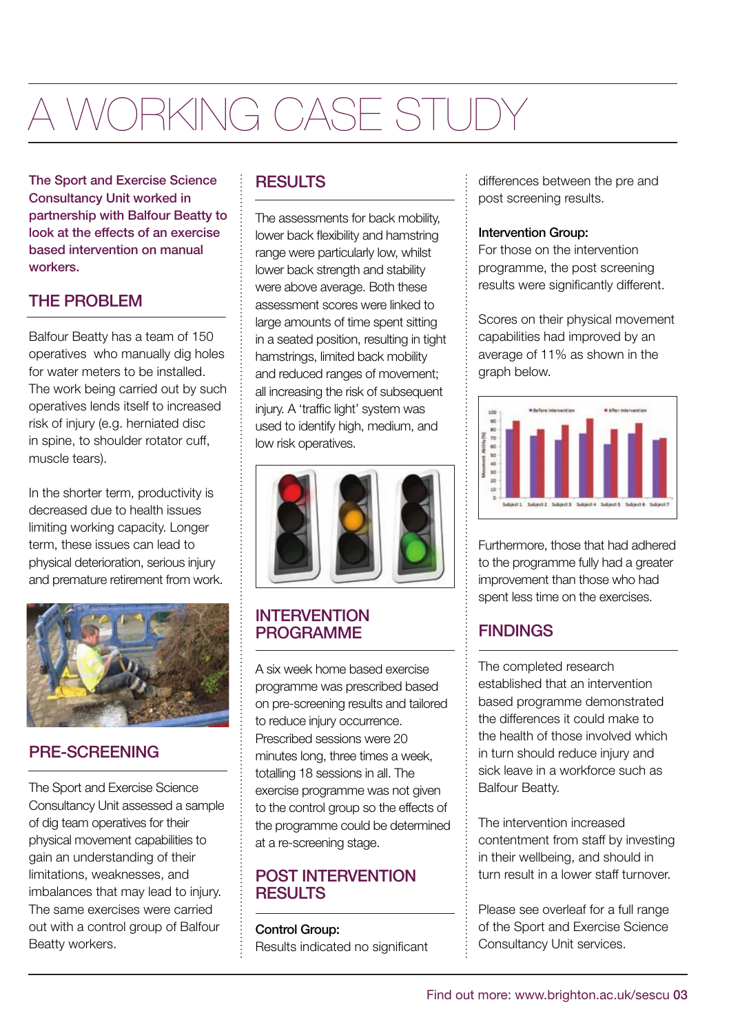# A WORKING CASE STUDY

**The Sport and Exercise Science Consultancy Unit worked in partnership with Balfour Beatty to look at the effects of an exercise based intervention on manual workers.**

## THE PROBLEM

Balfour Beatty has a team of 150 operatives who manually dig holes for water meters to be installed. The work being carried out by such operatives lends itself to increased risk of injury (e.g. herniated disc in spine, to shoulder rotator cuff, muscle tears).

In the shorter term, productivity is decreased due to health issues limiting working capacity. Longer term, these issues can lead to physical deterioration, serious injury and premature retirement from work.

## PRE-SCREENING

The Sport and Exercise Science Consultancy Unit assessed a sample of dig team operatives for their physical movement capabilities to gain an understanding of their limitations, weaknesses, and imbalances that may lead to injury. The same exercises were carried out with a control group of Balfour Beatty workers.

## RESULTS

The assessments for back mobility, lower back flexibility and hamstring range were particularly low, whilst lower back strength and stability were above average. Both these assessment scores were linked to large amounts of time spent sitting in a seated position, resulting in tight hamstrings, limited back mobility and reduced ranges of movement; all increasing the risk of subsequent injury. A 'traffic light' system was used to identify high, medium, and low risk operatives.

## INTERVENTION PROGRAMME

A six week home based exercise programme was prescribed based on pre-screening results and tailored to reduce injury occurrence. Prescribed sessions were 20 minutes long, three times a week, totalling 18 sessions in all. The exercise programme was not given to the control group so the effects of the programme could be determined at a re-screening stage.

## POST INTERVENTION RESULTS

**Control Group:**
Results indicated no significant differences between the pre and post screening results.

**Intervention Group:**
For those on the intervention programme, the post screening results were significantly different.

Scores on their physical movement capabilities had improved by an average of 11% as shown in the graph below.

Furthermore, those that had adhered to the programme fully had a greater improvement than those who had spent less time on the exercises.

## FINDINGS

The completed research established that an intervention based programme demonstrated the differences it could make to the health of those involved which in turn should reduce injury and sick leave in a workforce such as Balfour Beatty.

The intervention increased contentment from staff by investing in their wellbeing, and should in turn result in a lower staff turnover.

Please see overleaf for a full range of the Sport and Exercise Science Consultancy Unit services.

Find out more: www.brighton.ac.uk/sescu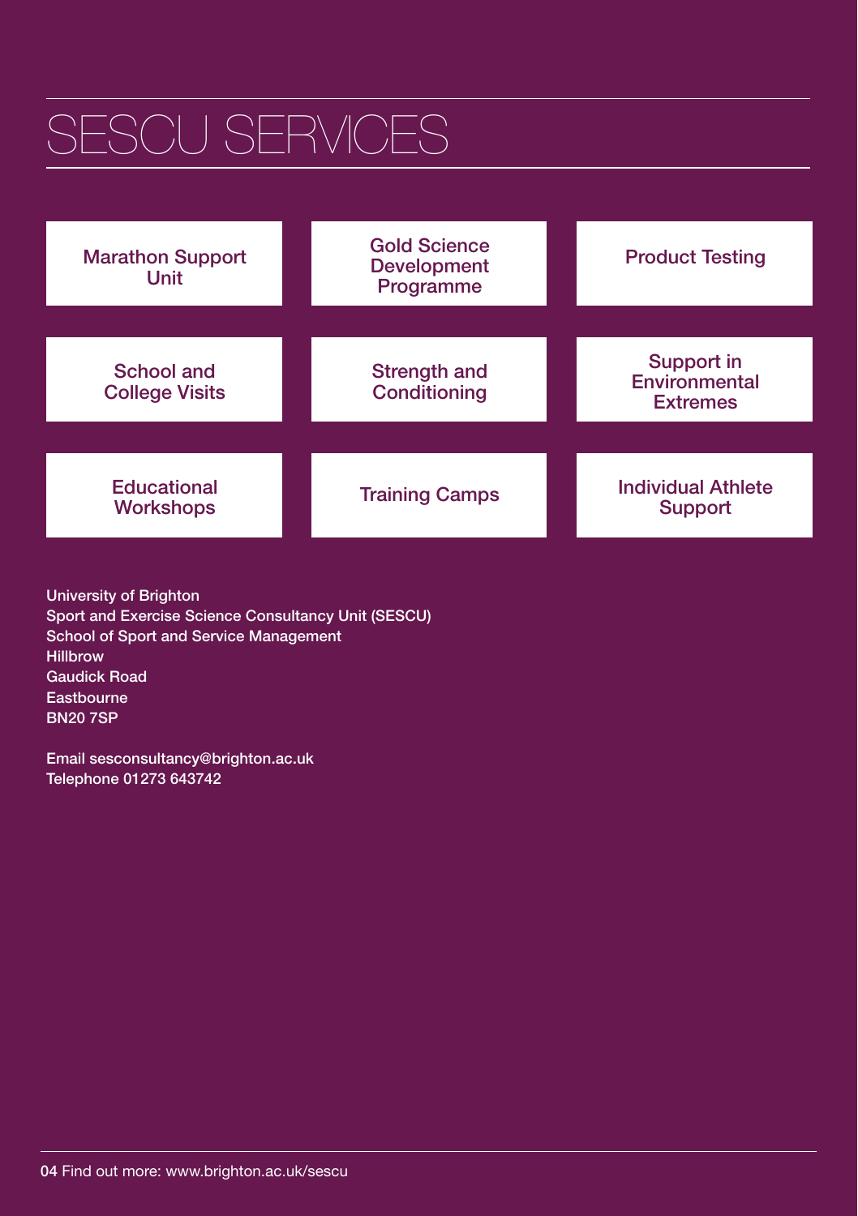# SESCU SERVICES

- Marathon Support Unit
- Gold Science Development Programme
- Product Testing
- School and College Visits
- Strength and Conditioning
- Support in Environmental Extremes
- Educational Workshops
- Training Camps
- Individual Athlete Support

University of Brighton
Sport and Exercise Science Consultancy Unit (SESCU)
School of Sport and Service Management
Hillbrow
Gaudick Road
Eastbourne
BN20 7SP

Email sesconsultancy@brighton.ac.uk
Telephone 01273 643742

Find out more: www.brighton.ac.uk/sescu